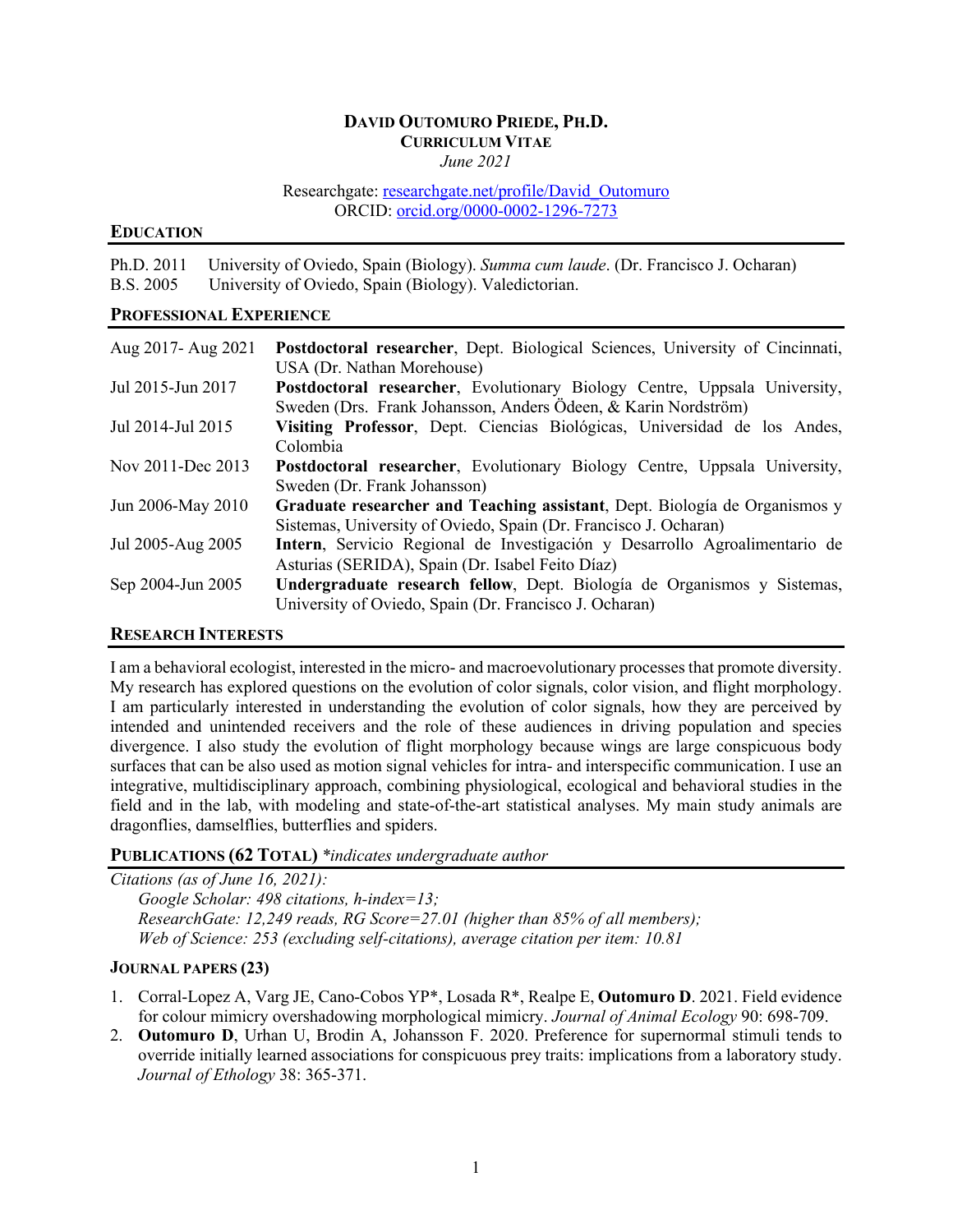# DAVID OUTOMURO PRIEDE, PH.D.

**CURRICULUM VITAE**

*June 2021*

Researchgate: [researchgate.net/profile/David_Outomuro](researchgate.net/profile/David_Outomuro)
ORCID: [orcid.org/0000-0002-1296-7273](orcid.org/0000-0002-1296-7273)

## EDUCATION

Ph.D. 2011 University of Oviedo, Spain (Biology). *Summa cum laude*. (Dr. Francisco J. Ocharan)
B.S. 2005 University of Oviedo, Spain (Biology). Valedictorian.

## PROFESSIONAL EXPERIENCE

| | |
|---|---|
| Aug 2017- Aug 2021 | **Postdoctoral researcher**, Dept. Biological Sciences, University of Cincinnati, USA (Dr. Nathan Morehouse) |
| Jul 2015-Jun 2017 | **Postdoctoral researcher**, Evolutionary Biology Centre, Uppsala University, Sweden (Drs. Frank Johansson, Anders Ödeen, & Karin Nordström) |
| Jul 2014-Jul 2015 | **Visiting Professor**, Dept. Ciencias Biológicas, Universidad de los Andes, Colombia |
| Nov 2011-Dec 2013 | **Postdoctoral researcher**, Evolutionary Biology Centre, Uppsala University, Sweden (Dr. Frank Johansson) |
| Jun 2006-May 2010 | **Graduate researcher and Teaching assistant**, Dept. Biología de Organismos y Sistemas, University of Oviedo, Spain (Dr. Francisco J. Ocharan) |
| Jul 2005-Aug 2005 | **Intern**, Servicio Regional de Investigación y Desarrollo Agroalimentario de Asturias (SERIDA), Spain (Dr. Isabel Feito Díaz) |
| Sep 2004-Jun 2005 | **Undergraduate research fellow**, Dept. Biología de Organismos y Sistemas, University of Oviedo, Spain (Dr. Francisco J. Ocharan) |

## RESEARCH INTERESTS

I am a behavioral ecologist, interested in the micro- and macroevolutionary processes that promote diversity. My research has explored questions on the evolution of color signals, color vision, and flight morphology. I am particularly interested in understanding the evolution of color signals, how they are perceived by intended and unintended receivers and the role of these audiences in driving population and species divergence. I also study the evolution of flight morphology because wings are large conspicuous body surfaces that can be also used as motion signal vehicles for intra- and interspecific communication. I use an integrative, multidisciplinary approach, combining physiological, ecological and behavioral studies in the field and in the lab, with modeling and state-of-the-art statistical analyses. My main study animals are dragonflies, damselflies, butterflies and spiders.

## PUBLICATIONS (62 TOTAL) *\*indicates undergraduate author*

*Citations (as of June 16, 2021):*
*Google Scholar: 498 citations, h-index=13;*
*ResearchGate: 12,249 reads, RG Score=27.01 (higher than 85% of all members);*
*Web of Science: 253 (excluding self-citations), average citation per item: 10.81*

### JOURNAL PAPERS (23)

1. Corral-Lopez A, Varg JE, Cano-Cobos YP*, Losada R*, Realpe E, **Outomuro D**. 2021. Field evidence for colour mimicry overshadowing morphological mimicry. *Journal of Animal Ecology* 90: 698-709.
2. **Outomuro D**, Urhan U, Brodin A, Johansson F. 2020. Preference for supernormal stimuli tends to override initially learned associations for conspicuous prey traits: implications from a laboratory study. *Journal of Ethology* 38: 365-371.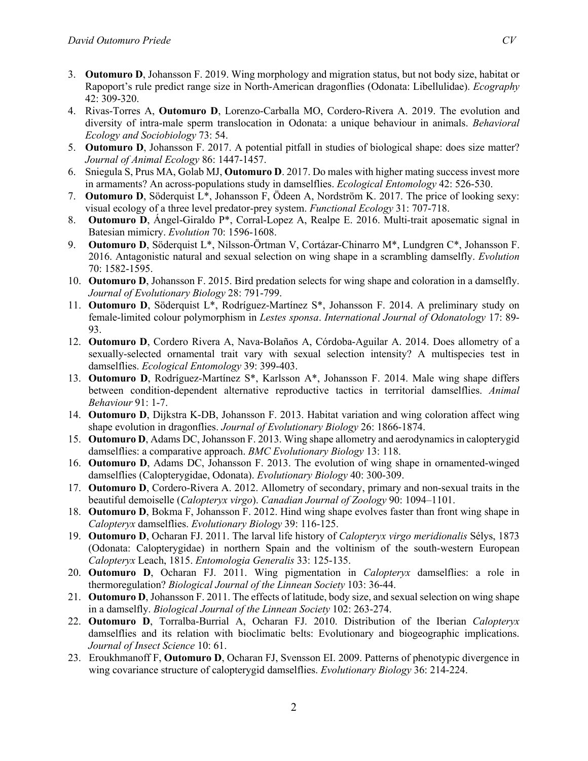3. **Outomuro D**, Johansson F. 2019. Wing morphology and migration status, but not body size, habitat or Rapoport's rule predict range size in North-American dragonflies (Odonata: Libellulidae). *Ecography* 42: 309-320.
4. Rivas-Torres A, **Outomuro D**, Lorenzo-Carballa MO, Cordero-Rivera A. 2019. The evolution and diversity of intra-male sperm translocation in Odonata: a unique behaviour in animals. *Behavioral Ecology and Sociobiology* 73: 54.
5. **Outomuro D**, Johansson F. 2017. A potential pitfall in studies of biological shape: does size matter? *Journal of Animal Ecology* 86: 1447-1457.
6. Sniegula S, Prus MA, Golab MJ, **Outomuro D**. 2017. Do males with higher mating success invest more in armaments? An across-populations study in damselflies. *Ecological Entomology* 42: 526-530.
7. **Outomuro D**, Söderquist L*, Johansson F, Ödeen A, Nordström K. 2017. The price of looking sexy: visual ecology of a three level predator-prey system. *Functional Ecology* 31: 707-718.
8. **Outomuro D**, Ángel-Giraldo P*, Corral-Lopez A, Realpe E. 2016. Multi-trait aposematic signal in Batesian mimicry. *Evolution* 70: 1596-1608.
9. **Outomuro D**, Söderquist L*, Nilsson-Örtman V, Cortázar-Chinarro M*, Lundgren C*, Johansson F. 2016. Antagonistic natural and sexual selection on wing shape in a scrambling damselfly. *Evolution* 70: 1582-1595.
10. **Outomuro D**, Johansson F. 2015. Bird predation selects for wing shape and coloration in a damselfly. *Journal of Evolutionary Biology* 28: 791-799.
11. **Outomuro D**, Söderquist L*, Rodríguez-Martínez S*, Johansson F. 2014. A preliminary study on female-limited colour polymorphism in *Lestes sponsa*. *International Journal of Odonatology* 17: 89-93.
12. **Outomuro D**, Cordero Rivera A, Nava-Bolaños A, Córdoba-Aguilar A. 2014. Does allometry of a sexually-selected ornamental trait vary with sexual selection intensity? A multispecies test in damselflies. *Ecological Entomology* 39: 399-403.
13. **Outomuro D**, Rodríguez-Martínez S*, Karlsson A*, Johansson F. 2014. Male wing shape differs between condition-dependent alternative reproductive tactics in territorial damselflies. *Animal Behaviour* 91: 1-7.
14. **Outomuro D**, Dijkstra K-DB, Johansson F. 2013. Habitat variation and wing coloration affect wing shape evolution in dragonflies. *Journal of Evolutionary Biology* 26: 1866-1874.
15. **Outomuro D**, Adams DC, Johansson F. 2013. Wing shape allometry and aerodynamics in calopterygid damselflies: a comparative approach. *BMC Evolutionary Biology* 13: 118.
16. **Outomuro D**, Adams DC, Johansson F. 2013. The evolution of wing shape in ornamented-winged damselflies (Calopterygidae, Odonata). *Evolutionary Biology* 40: 300-309.
17. **Outomuro D**, Cordero-Rivera A. 2012. Allometry of secondary, primary and non-sexual traits in the beautiful demoiselle (*Calopteryx virgo*). *Canadian Journal of Zoology* 90: 1094–1101.
18. **Outomuro D**, Bokma F, Johansson F. 2012. Hind wing shape evolves faster than front wing shape in *Calopteryx* damselflies. *Evolutionary Biology* 39: 116-125.
19. **Outomuro D**, Ocharan FJ. 2011. The larval life history of *Calopteryx virgo meridionalis* Sélys, 1873 (Odonata: Calopterygidae) in northern Spain and the voltinism of the south-western European *Calopteryx* Leach, 1815. *Entomologia Generalis* 33: 125-135.
20. **Outomuro D**, Ocharan FJ. 2011. Wing pigmentation in *Calopteryx* damselflies: a role in thermoregulation? *Biological Journal of the Linnean Society* 103: 36-44.
21. **Outomuro D**, Johansson F. 2011. The effects of latitude, body size, and sexual selection on wing shape in a damselfly. *Biological Journal of the Linnean Society* 102: 263-274.
22. **Outomuro D**, Torralba-Burrial A, Ocharan FJ. 2010. Distribution of the Iberian *Calopteryx* damselflies and its relation with bioclimatic belts: Evolutionary and biogeographic implications. *Journal of Insect Science* 10: 61.
23. Eroukhmanoff F, **Outomuro D**, Ocharan FJ, Svensson EI. 2009. Patterns of phenotypic divergence in wing covariance structure of calopterygid damselflies. *Evolutionary Biology* 36: 214-224.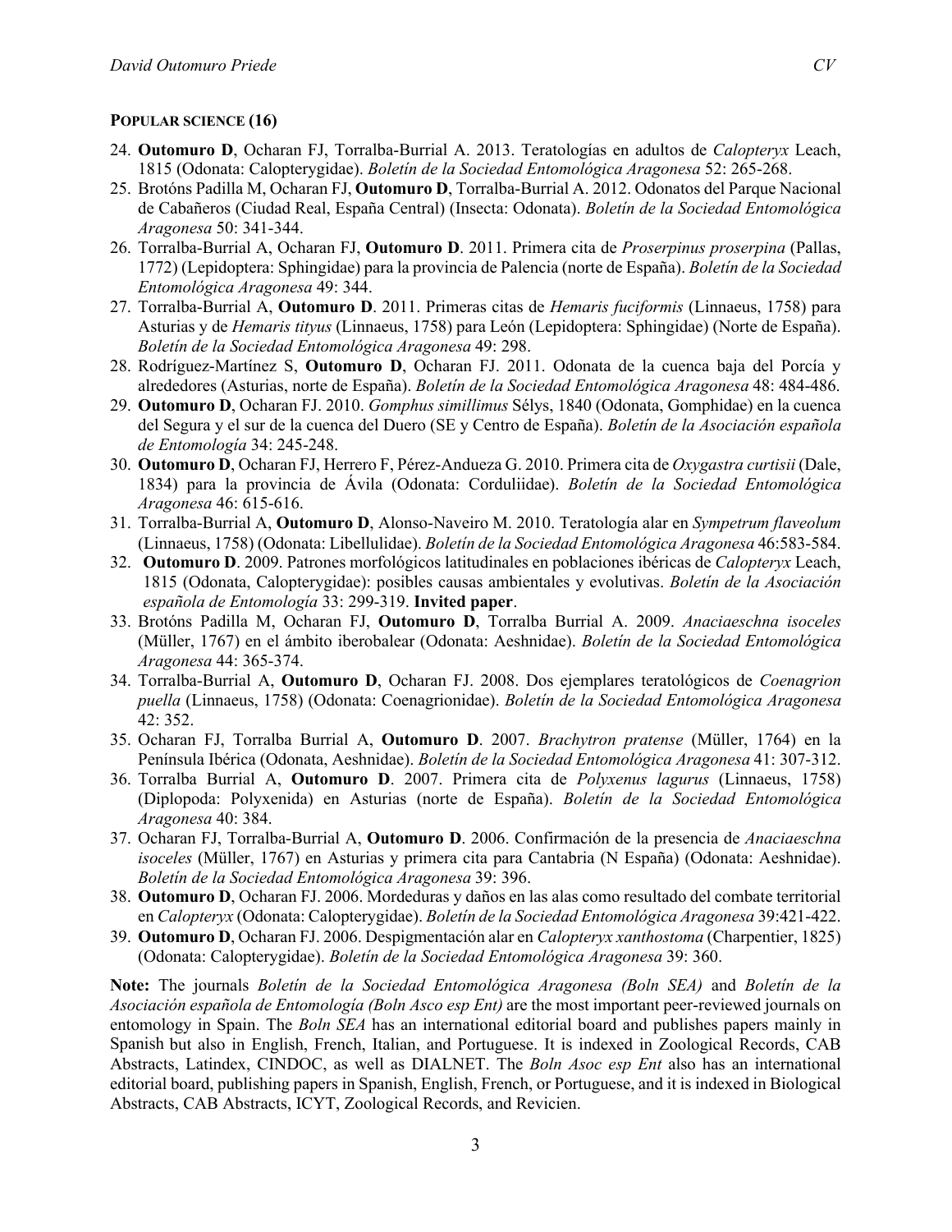**POPULAR SCIENCE (16)**

24. **Outomuro D**, Ocharan FJ, Torralba-Burrial A. 2013. Teratologías en adultos de *Calopteryx* Leach, 1815 (Odonata: Calopterygidae). *Boletín de la Sociedad Entomológica Aragonesa* 52: 265-268.
25. Brotóns Padilla M, Ocharan FJ, **Outomuro D**, Torralba-Burrial A. 2012. Odonatos del Parque Nacional de Cabañeros (Ciudad Real, España Central) (Insecta: Odonata). *Boletín de la Sociedad Entomológica Aragonesa* 50: 341-344.
26. Torralba-Burrial A, Ocharan FJ, **Outomuro D**. 2011. Primera cita de *Proserpinus proserpina* (Pallas, 1772) (Lepidoptera: Sphingidae) para la provincia de Palencia (norte de España). *Boletín de la Sociedad Entomológica Aragonesa* 49: 344.
27. Torralba-Burrial A, **Outomuro D**. 2011. Primeras citas de *Hemaris fuciformis* (Linnaeus, 1758) para Asturias y de *Hemaris tityus* (Linnaeus, 1758) para León (Lepidoptera: Sphingidae) (Norte de España). *Boletín de la Sociedad Entomológica Aragonesa* 49: 298.
28. Rodríguez-Martínez S, **Outomuro D**, Ocharan FJ. 2011. Odonata de la cuenca baja del Porcía y alrededores (Asturias, norte de España). *Boletín de la Sociedad Entomológica Aragonesa* 48: 484-486.
29. **Outomuro D**, Ocharan FJ. 2010. *Gomphus simillimus* Sélys, 1840 (Odonata, Gomphidae) en la cuenca del Segura y el sur de la cuenca del Duero (SE y Centro de España). *Boletín de la Asociación española de Entomología* 34: 245-248.
30. **Outomuro D**, Ocharan FJ, Herrero F, Pérez-Andueza G. 2010. Primera cita de *Oxygastra curtisii* (Dale, 1834) para la provincia de Ávila (Odonata: Corduliidae). *Boletín de la Sociedad Entomológica Aragonesa* 46: 615-616.
31. Torralba-Burrial A, **Outomuro D**, Alonso-Naveiro M. 2010. Teratología alar en *Sympetrum flaveolum* (Linnaeus, 1758) (Odonata: Libellulidae). *Boletín de la Sociedad Entomológica Aragonesa* 46:583-584.
32. **Outomuro D**. 2009. Patrones morfológicos latitudinales en poblaciones ibéricas de *Calopteryx* Leach, 1815 (Odonata, Calopterygidae): posibles causas ambientales y evolutivas. *Boletín de la Asociación española de Entomología* 33: 299-319. **Invited paper**.
33. Brotóns Padilla M, Ocharan FJ, **Outomuro D**, Torralba Burrial A. 2009. *Anaciaeschna isoceles* (Müller, 1767) en el ámbito iberobalear (Odonata: Aeshnidae). *Boletín de la Sociedad Entomológica Aragonesa* 44: 365-374.
34. Torralba-Burrial A, **Outomuro D**, Ocharan FJ. 2008. Dos ejemplares teratológicos de *Coenagrion puella* (Linnaeus, 1758) (Odonata: Coenagrionidae). *Boletín de la Sociedad Entomológica Aragonesa* 42: 352.
35. Ocharan FJ, Torralba Burrial A, **Outomuro D**. 2007. *Brachytron pratense* (Müller, 1764) en la Península Ibérica (Odonata, Aeshnidae). *Boletín de la Sociedad Entomológica Aragonesa* 41: 307-312.
36. Torralba Burrial A, **Outomuro D**. 2007. Primera cita de *Polyxenus lagurus* (Linnaeus, 1758) (Diplopoda: Polyxenida) en Asturias (norte de España). *Boletín de la Sociedad Entomológica Aragonesa* 40: 384.
37. Ocharan FJ, Torralba-Burrial A, **Outomuro D**. 2006. Confirmación de la presencia de *Anaciaeschna isoceles* (Müller, 1767) en Asturias y primera cita para Cantabria (N España) (Odonata: Aeshnidae). *Boletín de la Sociedad Entomológica Aragonesa* 39: 396.
38. **Outomuro D**, Ocharan FJ. 2006. Mordeduras y daños en las alas como resultado del combate territorial en *Calopteryx* (Odonata: Calopterygidae). *Boletín de la Sociedad Entomológica Aragonesa* 39:421-422.
39. **Outomuro D**, Ocharan FJ. 2006. Despigmentación alar en *Calopteryx xanthostoma* (Charpentier, 1825) (Odonata: Calopterygidae). *Boletín de la Sociedad Entomológica Aragonesa* 39: 360.

**Note:** The journals *Boletín de la Sociedad Entomológica Aragonesa (Boln SEA)* and *Boletín de la Asociación española de Entomología (Boln Asco esp Ent)* are the most important peer-reviewed journals on entomology in Spain. The *Boln SEA* has an international editorial board and publishes papers mainly in Spanish but also in English, French, Italian, and Portuguese. It is indexed in Zoological Records, CAB Abstracts, Latindex, CINDOC, as well as DIALNET. The *Boln Asoc esp Ent* also has an international editorial board, publishing papers in Spanish, English, French, or Portuguese, and it is indexed in Biological Abstracts, CAB Abstracts, ICYT, Zoological Records, and Revicien.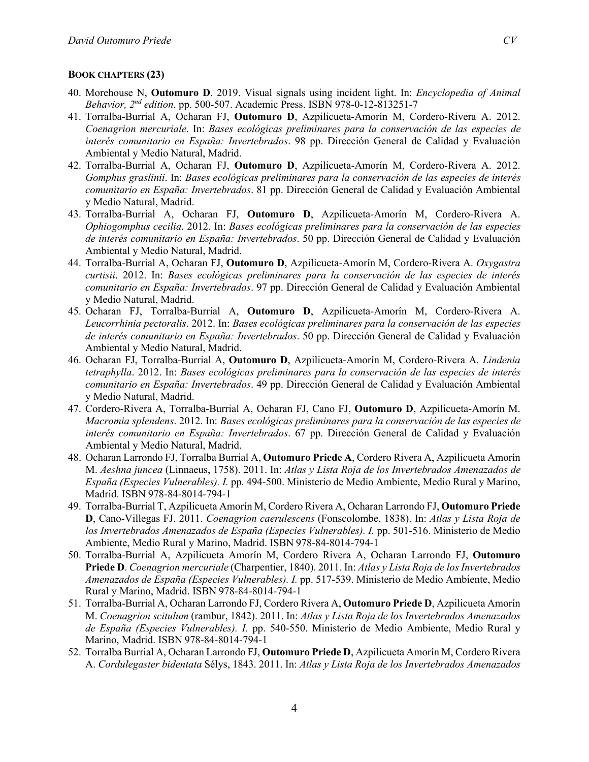**BOOK CHAPTERS (23)**

40. Morehouse N, **Outomuro D**. 2019. Visual signals using incident light. In: *Encyclopedia of Animal Behavior, 2nd edition*. pp. 500-507. Academic Press. ISBN 978-0-12-813251-7
41. Torralba-Burrial A, Ocharan FJ, **Outomuro D**, Azpilicueta-Amorín M, Cordero-Rivera A. 2012. *Coenagrion mercuriale*. In: *Bases ecológicas preliminares para la conservación de las especies de interés comunitario en España: Invertebrados*. 98 pp. Dirección General de Calidad y Evaluación Ambiental y Medio Natural, Madrid.
42. Torralba-Burrial A, Ocharan FJ, **Outomuro D**, Azpilicueta-Amorín M, Cordero-Rivera A. 2012. *Gomphus graslinii*. In: *Bases ecológicas preliminares para la conservación de las especies de interés comunitario en España: Invertebrados*. 81 pp. Dirección General de Calidad y Evaluación Ambiental y Medio Natural, Madrid.
43. Torralba-Burrial A, Ocharan FJ, **Outomuro D**, Azpilicueta-Amorín M, Cordero-Rivera A. *Ophiogomphus cecilia*. 2012. In: *Bases ecológicas preliminares para la conservación de las especies de interés comunitario en España: Invertebrados*. 50 pp. Dirección General de Calidad y Evaluación Ambiental y Medio Natural, Madrid.
44. Torralba-Burrial A, Ocharan FJ, **Outomuro D**, Azpilicueta-Amorín M, Cordero-Rivera A. *Oxygastra curtisii*. 2012. In: *Bases ecológicas preliminares para la conservación de las especies de interés comunitario en España: Invertebrados*. 97 pp. Dirección General de Calidad y Evaluación Ambiental y Medio Natural, Madrid.
45. Ocharan FJ, Torralba-Burrial A, **Outomuro D**, Azpilicueta-Amorín M, Cordero-Rivera A. *Leucorrhinia pectoralis*. 2012. In: *Bases ecológicas preliminares para la conservación de las especies de interés comunitario en España: Invertebrados*. 50 pp. Dirección General de Calidad y Evaluación Ambiental y Medio Natural, Madrid.
46. Ocharan FJ, Torralba-Burrial A, **Outomuro D**, Azpilicueta-Amorín M, Cordero-Rivera A. *Lindenia tetraphylla*. 2012. In: *Bases ecológicas preliminares para la conservación de las especies de interés comunitario en España: Invertebrados*. 49 pp. Dirección General de Calidad y Evaluación Ambiental y Medio Natural, Madrid.
47. Cordero-Rivera A, Torralba-Burrial A, Ocharan FJ, Cano FJ, **Outomuro D**, Azpilicueta-Amorín M. *Macromia splendens*. 2012. In: *Bases ecológicas preliminares para la conservación de las especies de interés comunitario en España: Invertebrados*. 67 pp. Dirección General de Calidad y Evaluación Ambiental y Medio Natural, Madrid.
48. Ocharan Larrondo FJ, Torralba Burrial A, **Outomuro Priede A**, Cordero Rivera A, Azpilicueta Amorín M. *Aeshna juncea* (Linnaeus, 1758). 2011. In: *Atlas y Lista Roja de los Invertebrados Amenazados de España (Especies Vulnerables). I.* pp. 494-500. Ministerio de Medio Ambiente, Medio Rural y Marino, Madrid. ISBN 978-84-8014-794-1
49. Torralba-Burrial T, Azpilicueta Amorín M, Cordero Rivera A, Ocharan Larrondo FJ, **Outomuro Priede D**, Cano-Villegas FJ. 2011. *Coenagrion caerulescens* (Fonscolombe, 1838). In: *Atlas y Lista Roja de los Invertebrados Amenazados de España (Especies Vulnerables). I.* pp. 501-516. Ministerio de Medio Ambiente, Medio Rural y Marino, Madrid. ISBN 978-84-8014-794-1
50. Torralba-Burrial A, Azpilicueta Amorín M, Cordero Rivera A, Ocharan Larrondo FJ, **Outomuro Priede D**. *Coenagrion mercuriale* (Charpentier, 1840). 2011. In: *Atlas y Lista Roja de los Invertebrados Amenazados de España (Especies Vulnerables). I.* pp. 517-539. Ministerio de Medio Ambiente, Medio Rural y Marino, Madrid. ISBN 978-84-8014-794-1
51. Torralba-Burrial A, Ocharan Larrondo FJ, Cordero Rivera A, **Outomuro Priede D**, Azpilicueta Amorín M. *Coenagrion scitulum* (rambur, 1842). 2011. In: *Atlas y Lista Roja de los Invertebrados Amenazados de España (Especies Vulnerables). I.* pp. 540-550. Ministerio de Medio Ambiente, Medio Rural y Marino, Madrid. ISBN 978-84-8014-794-1
52. Torralba Burrial A, Ocharan Larrondo FJ, **Outomuro Priede D**, Azpilicueta Amorín M, Cordero Rivera A. *Cordulegaster bidentata* Sélys, 1843. 2011. In: *Atlas y Lista Roja de los Invertebrados Amenazados*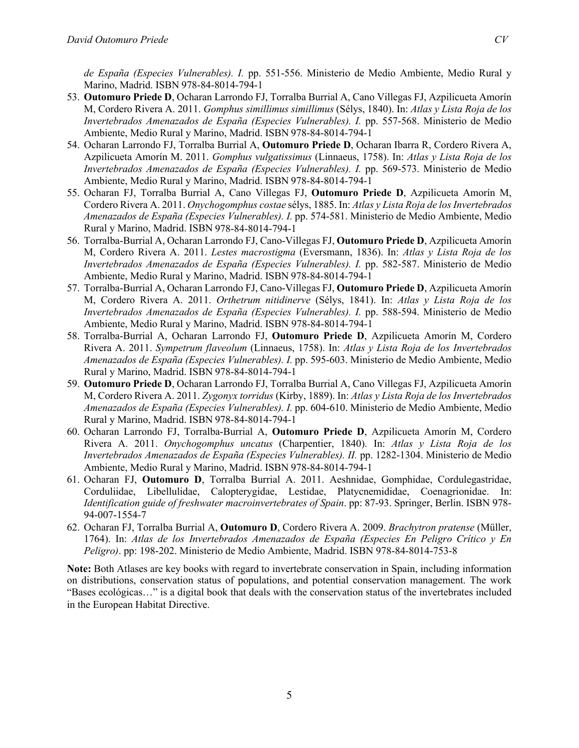*de España (Especies Vulnerables). I.* pp. 551-556. Ministerio de Medio Ambiente, Medio Rural y Marino, Madrid. ISBN 978-84-8014-794-1

53. **Outomuro Priede D**, Ocharan Larrondo FJ, Torralba Burrial A, Cano Villegas FJ, Azpilicueta Amorín M, Cordero Rivera A. 2011. *Gomphus simillimus simillimus* (Sélys, 1840). In: *Atlas y Lista Roja de los Invertebrados Amenazados de España (Especies Vulnerables). I.* pp. 557-568. Ministerio de Medio Ambiente, Medio Rural y Marino, Madrid. ISBN 978-84-8014-794-1
54. Ocharan Larrondo FJ, Torralba Burrial A, **Outomuro Priede D**, Ocharan Ibarra R, Cordero Rivera A, Azpilicueta Amorín M. 2011. *Gomphus vulgatissimus* (Linnaeus, 1758). In: *Atlas y Lista Roja de los Invertebrados Amenazados de España (Especies Vulnerables). I.* pp. 569-573. Ministerio de Medio Ambiente, Medio Rural y Marino, Madrid. ISBN 978-84-8014-794-1
55. Ocharan FJ, Torralba Burrial A, Cano Villegas FJ, **Outomuro Priede D**, Azpilicueta Amorín M, Cordero Rivera A. 2011. *Onychogomphus costae* sélys, 1885. In: *Atlas y Lista Roja de los Invertebrados Amenazados de España (Especies Vulnerables). I.* pp. 574-581. Ministerio de Medio Ambiente, Medio Rural y Marino, Madrid. ISBN 978-84-8014-794-1
56. Torralba-Burrial A, Ocharan Larrondo FJ, Cano-Villegas FJ, **Outomuro Priede D**, Azpilicueta Amorín M, Cordero Rivera A. 2011. *Lestes macrostigma* (Eversmann, 1836). In: *Atlas y Lista Roja de los Invertebrados Amenazados de España (Especies Vulnerables). I.* pp. 582-587. Ministerio de Medio Ambiente, Medio Rural y Marino, Madrid. ISBN 978-84-8014-794-1
57. Torralba-Burrial A, Ocharan Larrondo FJ, Cano-Villegas FJ, **Outomuro Priede D**, Azpilicueta Amorín M, Cordero Rivera A. 2011. *Orthetrum nitidinerve* (Sélys, 1841). In: *Atlas y Lista Roja de los Invertebrados Amenazados de España (Especies Vulnerables). I.* pp. 588-594. Ministerio de Medio Ambiente, Medio Rural y Marino, Madrid. ISBN 978-84-8014-794-1
58. Torralba-Burrial A, Ocharan Larrondo FJ, **Outomuro Priede D**, Azpilicueta Amorín M, Cordero Rivera A. 2011. *Sympetrum flaveolum* (Linnaeus, 1758). In: *Atlas y Lista Roja de los Invertebrados Amenazados de España (Especies Vulnerables). I.* pp. 595-603. Ministerio de Medio Ambiente, Medio Rural y Marino, Madrid. ISBN 978-84-8014-794-1
59. **Outomuro Priede D**, Ocharan Larrondo FJ, Torralba Burrial A, Cano Villegas FJ, Azpilicueta Amorín M, Cordero Rivera A. 2011. *Zygonyx torridus* (Kirby, 1889). In: *Atlas y Lista Roja de los Invertebrados Amenazados de España (Especies Vulnerables). I.* pp. 604-610. Ministerio de Medio Ambiente, Medio Rural y Marino, Madrid. ISBN 978-84-8014-794-1
60. Ocharan Larrondo FJ, Torralba-Burrial A, **Outomuro Priede D**, Azpilicueta Amorín M, Cordero Rivera A. 2011. *Onychogomphus uncatus* (Charpentier, 1840). In: *Atlas y Lista Roja de los Invertebrados Amenazados de España (Especies Vulnerables). II.* pp. 1282-1304. Ministerio de Medio Ambiente, Medio Rural y Marino, Madrid. ISBN 978-84-8014-794-1
61. Ocharan FJ, **Outomuro D**, Torralba Burrial A. 2011. Aeshnidae, Gomphidae, Cordulegastridae, Corduliidae, Libellulidae, Calopterygidae, Lestidae, Platycnemididae, Coenagrionidae. In: *Identification guide of freshwater macroinvertebrates of Spain*. pp: 87-93. Springer, Berlin. ISBN 978-94-007-1554-7
62. Ocharan FJ, Torralba Burrial A, **Outomuro D**, Cordero Rivera A. 2009. *Brachytron pratense* (Müller, 1764). In: *Atlas de los Invertebrados Amenazados de España (Especies En Peligro Crítico y En Peligro)*. pp: 198-202. Ministerio de Medio Ambiente, Madrid. ISBN 978-84-8014-753-8

**Note:** Both Atlases are key books with regard to invertebrate conservation in Spain, including information on distributions, conservation status of populations, and potential conservation management. The work "Bases ecológicas…" is a digital book that deals with the conservation status of the invertebrates included in the European Habitat Directive.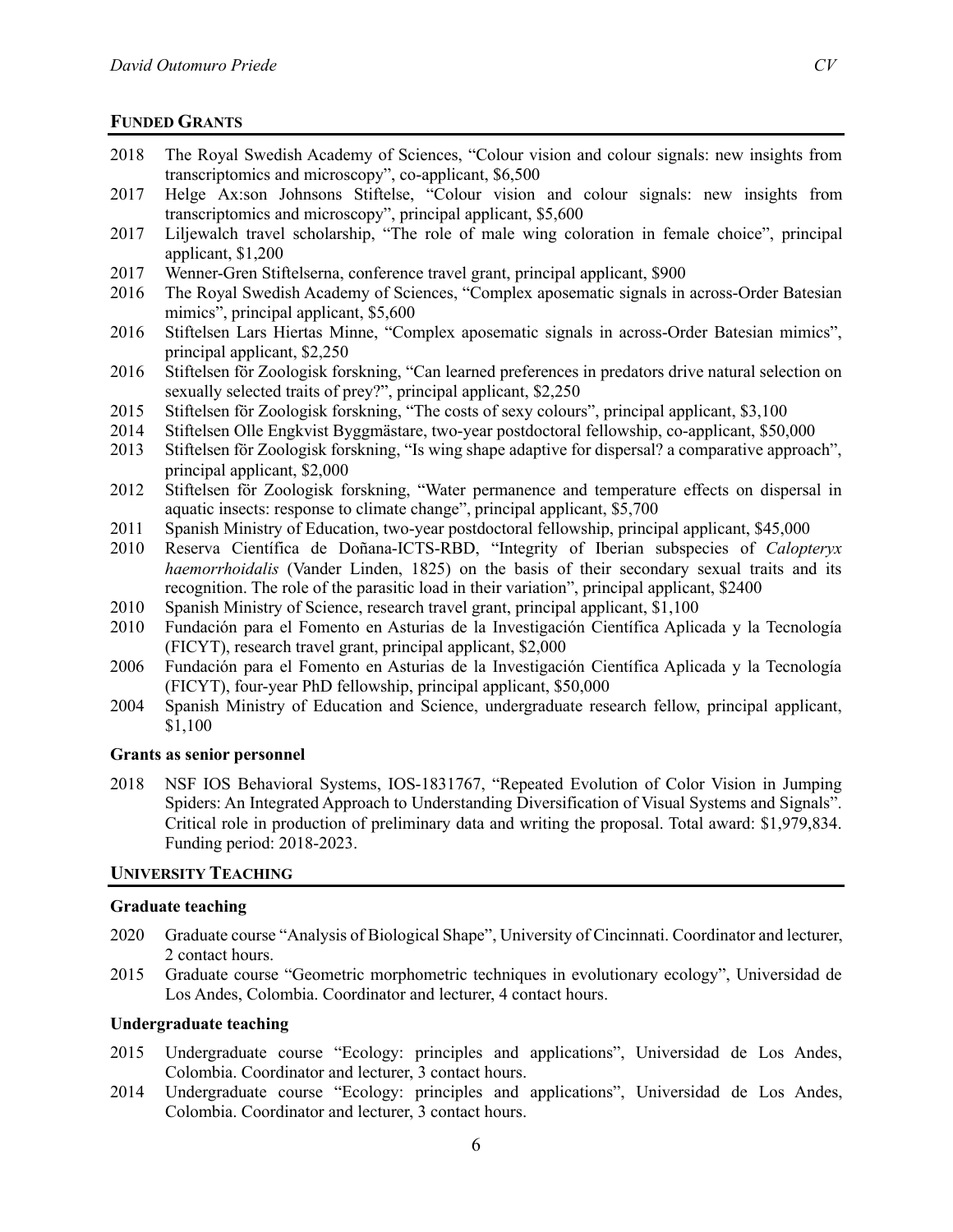## FUNDED GRANTS

2018 The Royal Swedish Academy of Sciences, "Colour vision and colour signals: new insights from transcriptomics and microscopy", co-applicant, $6,500

2017 Helge Ax:son Johnsons Stiftelse, "Colour vision and colour signals: new insights from transcriptomics and microscopy", principal applicant, $5,600

2017 Liljewalch travel scholarship, "The role of male wing coloration in female choice", principal applicant, $1,200

2017 Wenner-Gren Stiftelserna, conference travel grant, principal applicant, $900

2016 The Royal Swedish Academy of Sciences, "Complex aposematic signals in across-Order Batesian mimics", principal applicant, $5,600

2016 Stiftelsen Lars Hiertas Minne, "Complex aposematic signals in across-Order Batesian mimics", principal applicant, $2,250

2016 Stiftelsen för Zoologisk forskning, "Can learned preferences in predators drive natural selection on sexually selected traits of prey?", principal applicant, $2,250

2015 Stiftelsen för Zoologisk forskning, "The costs of sexy colours", principal applicant, $3,100

2014 Stiftelsen Olle Engkvist Byggmästare, two-year postdoctoral fellowship, co-applicant, $50,000

2013 Stiftelsen för Zoologisk forskning, "Is wing shape adaptive for dispersal? a comparative approach", principal applicant, $2,000

2012 Stiftelsen för Zoologisk forskning, "Water permanence and temperature effects on dispersal in aquatic insects: response to climate change", principal applicant, $5,700

2011 Spanish Ministry of Education, two-year postdoctoral fellowship, principal applicant, $45,000

2010 Reserva Científica de Doñana-ICTS-RBD, "Integrity of Iberian subspecies of *Calopteryx haemorrhoidalis* (Vander Linden, 1825) on the basis of their secondary sexual traits and its recognition. The role of the parasitic load in their variation", principal applicant, $2400

2010 Spanish Ministry of Science, research travel grant, principal applicant, $1,100

2010 Fundación para el Fomento en Asturias de la Investigación Científica Aplicada y la Tecnología (FICYT), research travel grant, principal applicant, $2,000

2006 Fundación para el Fomento en Asturias de la Investigación Científica Aplicada y la Tecnología (FICYT), four-year PhD fellowship, principal applicant, $50,000

2004 Spanish Ministry of Education and Science, undergraduate research fellow, principal applicant, $1,100

### Grants as senior personnel

2018 NSF IOS Behavioral Systems, IOS-1831767, "Repeated Evolution of Color Vision in Jumping Spiders: An Integrated Approach to Understanding Diversification of Visual Systems and Signals". Critical role in production of preliminary data and writing the proposal. Total award: $1,979,834. Funding period: 2018-2023.

## UNIVERSITY TEACHING

### Graduate teaching

2020 Graduate course "Analysis of Biological Shape", University of Cincinnati. Coordinator and lecturer, 2 contact hours.

2015 Graduate course "Geometric morphometric techniques in evolutionary ecology", Universidad de Los Andes, Colombia. Coordinator and lecturer, 4 contact hours.

### Undergraduate teaching

2015 Undergraduate course "Ecology: principles and applications", Universidad de Los Andes, Colombia. Coordinator and lecturer, 3 contact hours.

2014 Undergraduate course "Ecology: principles and applications", Universidad de Los Andes, Colombia. Coordinator and lecturer, 3 contact hours.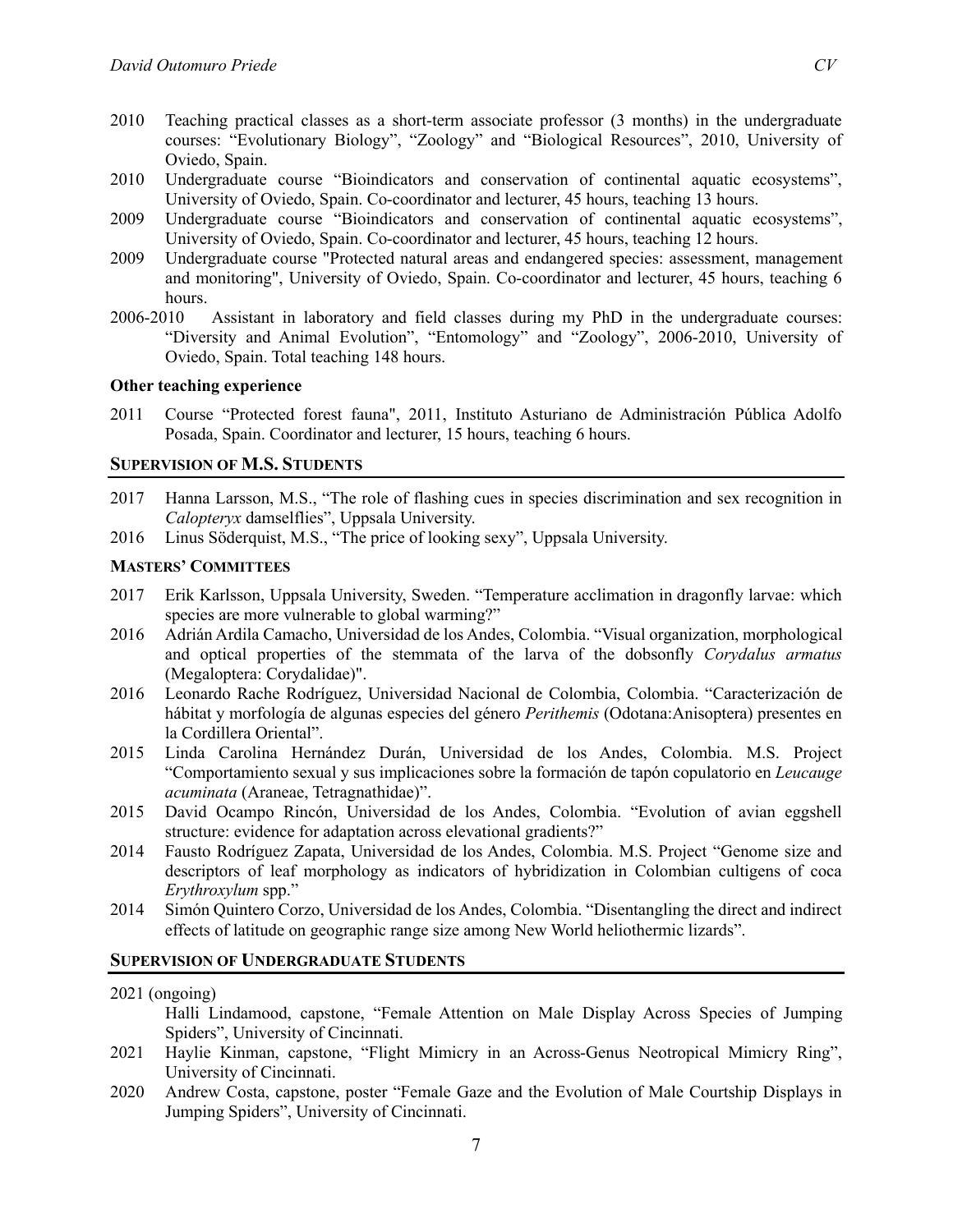- 2010 Teaching practical classes as a short-term associate professor (3 months) in the undergraduate courses: "Evolutionary Biology", "Zoology" and "Biological Resources", 2010, University of Oviedo, Spain.
- 2010 Undergraduate course "Bioindicators and conservation of continental aquatic ecosystems", University of Oviedo, Spain. Co-coordinator and lecturer, 45 hours, teaching 13 hours.
- 2009 Undergraduate course "Bioindicators and conservation of continental aquatic ecosystems", University of Oviedo, Spain. Co-coordinator and lecturer, 45 hours, teaching 12 hours.
- 2009 Undergraduate course "Protected natural areas and endangered species: assessment, management and monitoring", University of Oviedo, Spain. Co-coordinator and lecturer, 45 hours, teaching 6 hours.
- 2006-2010 Assistant in laboratory and field classes during my PhD in the undergraduate courses: "Diversity and Animal Evolution", "Entomology" and "Zoology", 2006-2010, University of Oviedo, Spain. Total teaching 148 hours.

**Other teaching experience**

- 2011 Course "Protected forest fauna", 2011, Instituto Asturiano de Administración Pública Adolfo Posada, Spain. Coordinator and lecturer, 15 hours, teaching 6 hours.

## SUPERVISION OF M.S. STUDENTS

- 2017 Hanna Larsson, M.S., "The role of flashing cues in species discrimination and sex recognition in *Calopteryx* damselflies", Uppsala University.
- 2016 Linus Söderquist, M.S., "The price of looking sexy", Uppsala University.

## MASTERS' COMMITTEES

- 2017 Erik Karlsson, Uppsala University, Sweden. "Temperature acclimation in dragonfly larvae: which species are more vulnerable to global warming?"
- 2016 Adrián Ardila Camacho, Universidad de los Andes, Colombia. "Visual organization, morphological and optical properties of the stemmata of the larva of the dobsonfly *Corydalus armatus* (Megaloptera: Corydalidae)".
- 2016 Leonardo Rache Rodríguez, Universidad Nacional de Colombia, Colombia. "Caracterización de hábitat y morfología de algunas especies del género *Perithemis* (Odotana:Anisoptera) presentes en la Cordillera Oriental".
- 2015 Linda Carolina Hernández Durán, Universidad de los Andes, Colombia. M.S. Project "Comportamiento sexual y sus implicaciones sobre la formación de tapón copulatorio en *Leucauge acuminata* (Araneae, Tetragnathidae)".
- 2015 David Ocampo Rincón, Universidad de los Andes, Colombia. "Evolution of avian eggshell structure: evidence for adaptation across elevational gradients?"
- 2014 Fausto Rodríguez Zapata, Universidad de los Andes, Colombia. M.S. Project "Genome size and descriptors of leaf morphology as indicators of hybridization in Colombian cultigens of coca *Erythroxylum* spp."
- 2014 Simón Quintero Corzo, Universidad de los Andes, Colombia. "Disentangling the direct and indirect effects of latitude on geographic range size among New World heliothermic lizards".

## SUPERVISION OF UNDERGRADUATE STUDENTS

- 2021 (ongoing) Halli Lindamood, capstone, "Female Attention on Male Display Across Species of Jumping Spiders", University of Cincinnati.
- 2021 Haylie Kinman, capstone, "Flight Mimicry in an Across-Genus Neotropical Mimicry Ring", University of Cincinnati.
- 2020 Andrew Costa, capstone, poster "Female Gaze and the Evolution of Male Courtship Displays in Jumping Spiders", University of Cincinnati.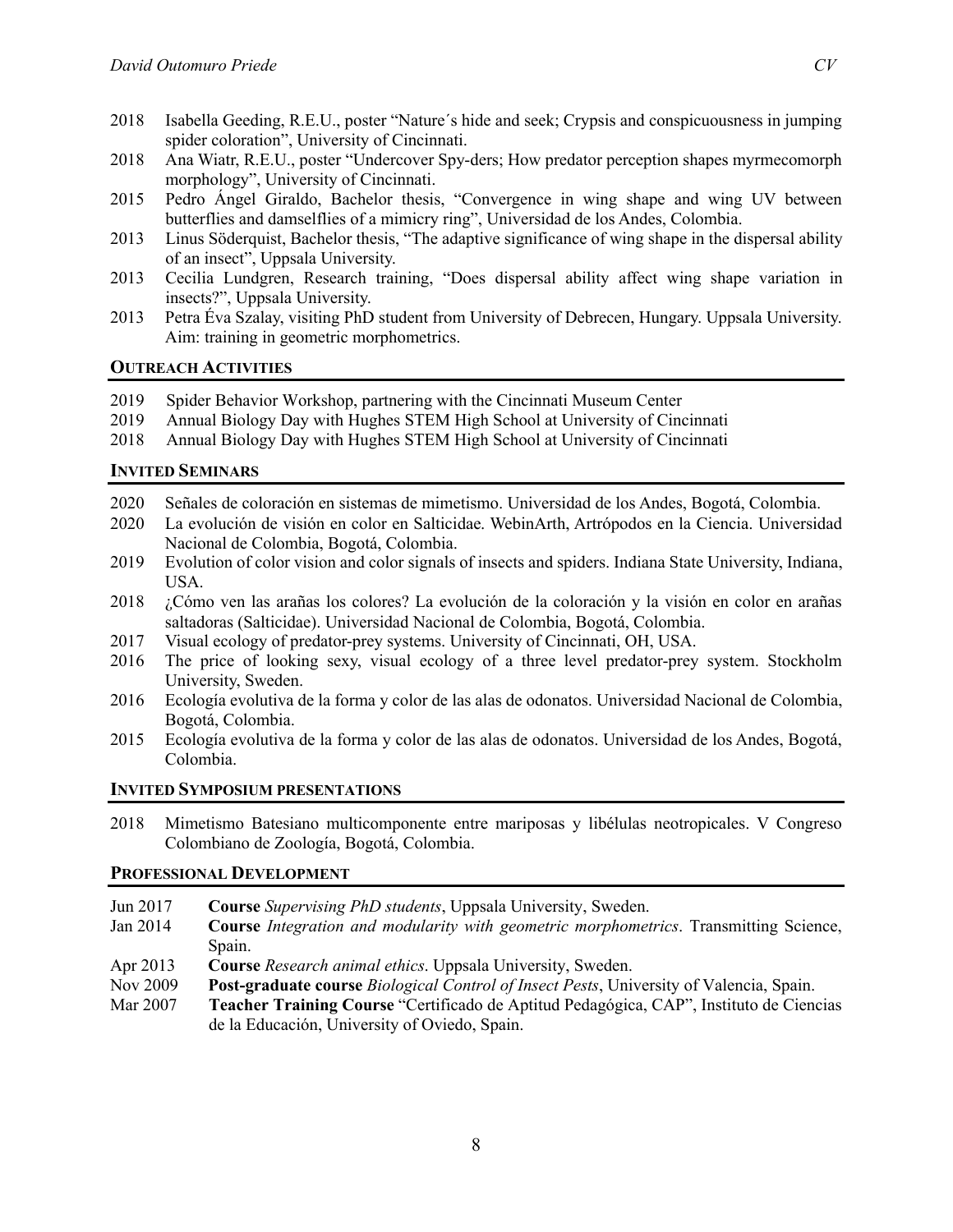2018 Isabella Geeding, R.E.U., poster "Nature´s hide and seek; Crypsis and conspicuousness in jumping spider coloration", University of Cincinnati.
2018 Ana Wiatr, R.E.U., poster "Undercover Spy-ders; How predator perception shapes myrmecomorph morphology", University of Cincinnati.
2015 Pedro Ángel Giraldo, Bachelor thesis, "Convergence in wing shape and wing UV between butterflies and damselflies of a mimicry ring", Universidad de los Andes, Colombia.
2013 Linus Söderquist, Bachelor thesis, "The adaptive significance of wing shape in the dispersal ability of an insect", Uppsala University.
2013 Cecilia Lundgren, Research training, "Does dispersal ability affect wing shape variation in insects?", Uppsala University.
2013 Petra Éva Szalay, visiting PhD student from University of Debrecen, Hungary. Uppsala University. Aim: training in geometric morphometrics.

## OUTREACH ACTIVITIES

2019 Spider Behavior Workshop, partnering with the Cincinnati Museum Center
2019 Annual Biology Day with Hughes STEM High School at University of Cincinnati
2018 Annual Biology Day with Hughes STEM High School at University of Cincinnati

## INVITED SEMINARS

2020 Señales de coloración en sistemas de mimetismo. Universidad de los Andes, Bogotá, Colombia.
2020 La evolución de visión en color en Salticidae. WebinArth, Artrópodos en la Ciencia. Universidad Nacional de Colombia, Bogotá, Colombia.
2019 Evolution of color vision and color signals of insects and spiders. Indiana State University, Indiana, USA.
2018 ¿Cómo ven las arañas los colores? La evolución de la coloración y la visión en color en arañas saltadoras (Salticidae). Universidad Nacional de Colombia, Bogotá, Colombia.
2017 Visual ecology of predator-prey systems. University of Cincinnati, OH, USA.
2016 The price of looking sexy, visual ecology of a three level predator-prey system. Stockholm University, Sweden.
2016 Ecología evolutiva de la forma y color de las alas de odonatos. Universidad Nacional de Colombia, Bogotá, Colombia.
2015 Ecología evolutiva de la forma y color de las alas de odonatos. Universidad de los Andes, Bogotá, Colombia.

## INVITED SYMPOSIUM PRESENTATIONS

2018 Mimetismo Batesiano multicomponente entre mariposas y libélulas neotropicales. V Congreso Colombiano de Zoología, Bogotá, Colombia.

## PROFESSIONAL DEVELOPMENT

Jun 2017 **Course** *Supervising PhD students*, Uppsala University, Sweden.
Jan 2014 **Course** *Integration and modularity with geometric morphometrics*. Transmitting Science, Spain.
Apr 2013 **Course** *Research animal ethics*. Uppsala University, Sweden.
Nov 2009 **Post-graduate course** *Biological Control of Insect Pests*, University of Valencia, Spain.
Mar 2007 **Teacher Training Course** "Certificado de Aptitud Pedagógica, CAP", Instituto de Ciencias de la Educación, University of Oviedo, Spain.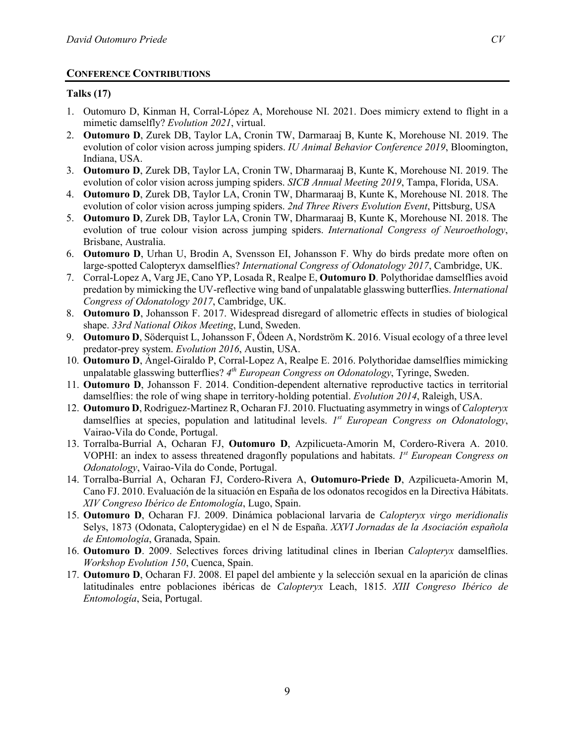## CONFERENCE CONTRIBUTIONS

**Talks (17)**

1. Outomuro D, Kinman H, Corral-López A, Morehouse NI. 2021. Does mimicry extend to flight in a mimetic damselfly? *Evolution 2021*, virtual.
2. **Outomuro D**, Zurek DB, Taylor LA, Cronin TW, Darmaraaj B, Kunte K, Morehouse NI. 2019. The evolution of color vision across jumping spiders. *IU Animal Behavior Conference 2019*, Bloomington, Indiana, USA.
3. **Outomuro D**, Zurek DB, Taylor LA, Cronin TW, Dharmaraaj B, Kunte K, Morehouse NI. 2019. The evolution of color vision across jumping spiders. *SICB Annual Meeting 2019*, Tampa, Florida, USA.
4. **Outomuro D**, Zurek DB, Taylor LA, Cronin TW, Dharmaraaj B, Kunte K, Morehouse NI. 2018. The evolution of color vision across jumping spiders. *2nd Three Rivers Evolution Event*, Pittsburg, USA
5. **Outomuro D**, Zurek DB, Taylor LA, Cronin TW, Dharmaraaj B, Kunte K, Morehouse NI. 2018. The evolution of true colour vision across jumping spiders. *International Congress of Neuroethology*, Brisbane, Australia.
6. **Outomuro D**, Urhan U, Brodin A, Svensson EI, Johansson F. Why do birds predate more often on large-spotted Calopteryx damselflies? *International Congress of Odonatology 2017*, Cambridge, UK.
7. Corral-Lopez A, Varg JE, Cano YP, Losada R, Realpe E, **Outomuro D**. Polythoridae damselflies avoid predation by mimicking the UV-reflective wing band of unpalatable glasswing butterflies. *International Congress of Odonatology 2017*, Cambridge, UK.
8. **Outomuro D**, Johansson F. 2017. Widespread disregard of allometric effects in studies of biological shape. *33rd National Oikos Meeting*, Lund, Sweden.
9. **Outomuro D**, Söderquist L, Johansson F, Ödeen A, Nordström K. 2016. Visual ecology of a three level predator-prey system. *Evolution 2016*, Austin, USA.
10. **Outomuro D**, Ángel-Giraldo P, Corral-Lopez A, Realpe E. 2016. Polythoridae damselflies mimicking unpalatable glasswing butterflies? *4th European Congress on Odonatology*, Tyringe, Sweden.
11. **Outomuro D**, Johansson F. 2014. Condition-dependent alternative reproductive tactics in territorial damselflies: the role of wing shape in territory-holding potential. *Evolution 2014*, Raleigh, USA.
12. **Outomuro D**, Rodriguez-Martinez R, Ocharan FJ. 2010. Fluctuating asymmetry in wings of *Calopteryx* damselflies at species, population and latitudinal levels. *1st European Congress on Odonatology*, Vairao-Vila do Conde, Portugal.
13. Torralba-Burrial A, Ocharan FJ, **Outomuro D**, Azpilicueta-Amorin M, Cordero-Rivera A. 2010. VOPHI: an index to assess threatened dragonfly populations and habitats. *1st European Congress on Odonatology*, Vairao-Vila do Conde, Portugal.
14. Torralba-Burrial A, Ocharan FJ, Cordero-Rivera A, **Outomuro-Priede D**, Azpilicueta-Amorin M, Cano FJ. 2010. Evaluación de la situación en España de los odonatos recogidos en la Directiva Hábitats. *XIV Congreso Ibérico de Entomología*, Lugo, Spain.
15. **Outomuro D**, Ocharan FJ. 2009. Dinámica poblacional larvaria de *Calopteryx virgo meridionalis* Selys, 1873 (Odonata, Calopterygidae) en el N de España. *XXVI Jornadas de la Asociación española de Entomología*, Granada, Spain.
16. **Outomuro D**. 2009. Selectives forces driving latitudinal clines in Iberian *Calopteryx* damselflies. *Workshop Evolution 150*, Cuenca, Spain.
17. **Outomuro D**, Ocharan FJ. 2008. El papel del ambiente y la selección sexual en la aparición de clinas latitudinales entre poblaciones ibéricas de *Calopteryx* Leach, 1815. *XIII Congreso Ibérico de Entomología*, Seia, Portugal.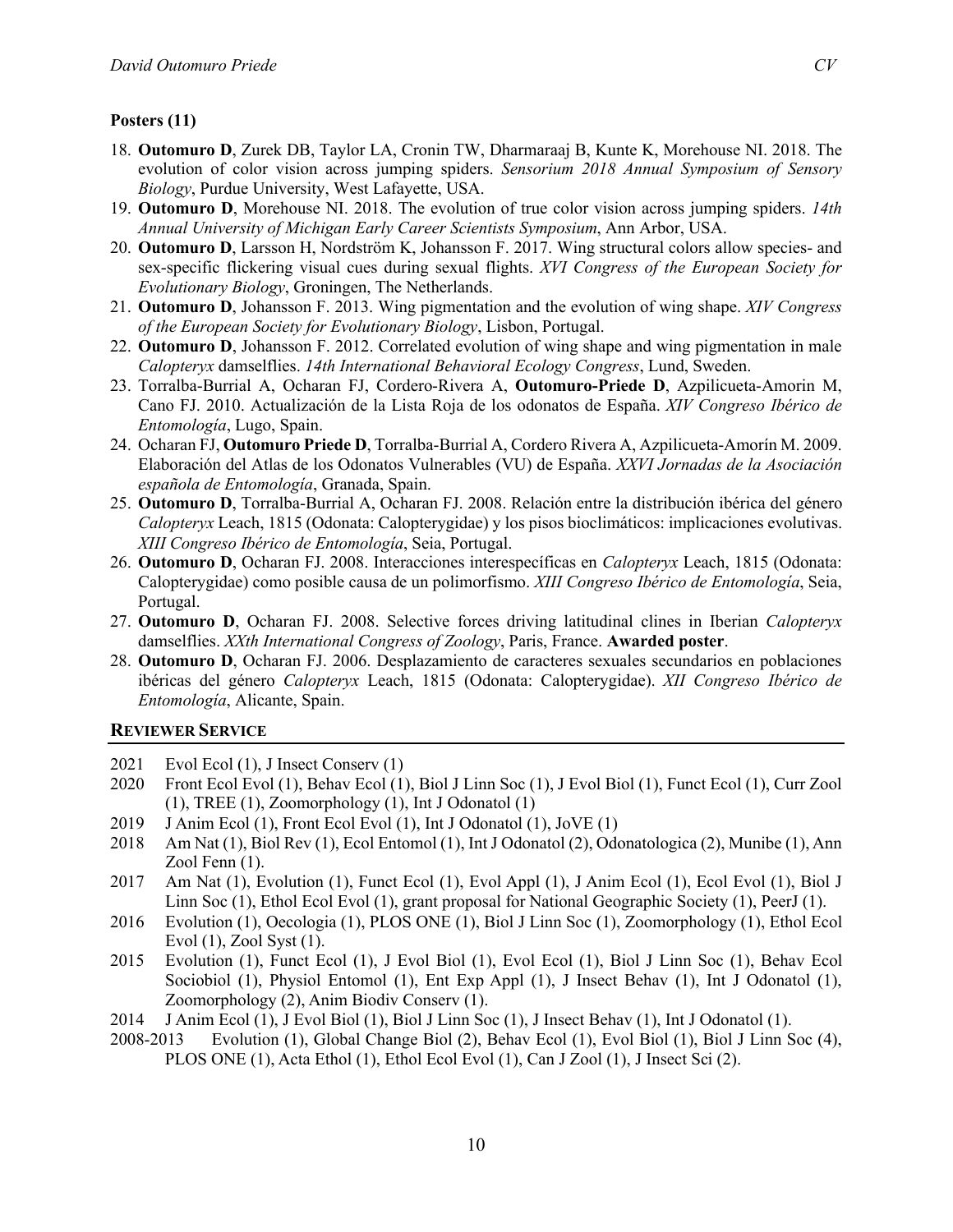### Posters (11)

18. **Outomuro D**, Zurek DB, Taylor LA, Cronin TW, Dharmaraaj B, Kunte K, Morehouse NI. 2018. The evolution of color vision across jumping spiders. *Sensorium 2018 Annual Symposium of Sensory Biology*, Purdue University, West Lafayette, USA.
19. **Outomuro D**, Morehouse NI. 2018. The evolution of true color vision across jumping spiders. *14th Annual University of Michigan Early Career Scientists Symposium*, Ann Arbor, USA.
20. **Outomuro D**, Larsson H, Nordström K, Johansson F. 2017. Wing structural colors allow species- and sex-specific flickering visual cues during sexual flights. *XVI Congress of the European Society for Evolutionary Biology*, Groningen, The Netherlands.
21. **Outomuro D**, Johansson F. 2013. Wing pigmentation and the evolution of wing shape. *XIV Congress of the European Society for Evolutionary Biology*, Lisbon, Portugal.
22. **Outomuro D**, Johansson F. 2012. Correlated evolution of wing shape and wing pigmentation in male *Calopteryx* damselflies. *14th International Behavioral Ecology Congress*, Lund, Sweden.
23. Torralba-Burrial A, Ocharan FJ, Cordero-Rivera A, **Outomuro-Priede D**, Azpilicueta-Amorin M, Cano FJ. 2010. Actualización de la Lista Roja de los odonatos de España. *XIV Congreso Ibérico de Entomología*, Lugo, Spain.
24. Ocharan FJ, **Outomuro Priede D**, Torralba-Burrial A, Cordero Rivera A, Azpilicueta-Amorín M. 2009. Elaboración del Atlas de los Odonatos Vulnerables (VU) de España. *XXVI Jornadas de la Asociación española de Entomología*, Granada, Spain.
25. **Outomuro D**, Torralba-Burrial A, Ocharan FJ. 2008. Relación entre la distribución ibérica del género *Calopteryx* Leach, 1815 (Odonata: Calopterygidae) y los pisos bioclimáticos: implicaciones evolutivas. *XIII Congreso Ibérico de Entomología*, Seia, Portugal.
26. **Outomuro D**, Ocharan FJ. 2008. Interacciones interespecíficas en *Calopteryx* Leach, 1815 (Odonata: Calopterygidae) como posible causa de un polimorfismo. *XIII Congreso Ibérico de Entomología*, Seia, Portugal.
27. **Outomuro D**, Ocharan FJ. 2008. Selective forces driving latitudinal clines in Iberian *Calopteryx* damselflies. *XXth International Congress of Zoology*, Paris, France. **Awarded poster**.
28. **Outomuro D**, Ocharan FJ. 2006. Desplazamiento de caracteres sexuales secundarios en poblaciones ibéricas del género *Calopteryx* Leach, 1815 (Odonata: Calopterygidae). *XII Congreso Ibérico de Entomología*, Alicante, Spain.

## REVIEWER SERVICE

- 2021 Evol Ecol (1), J Insect Conserv (1)
- 2020 Front Ecol Evol (1), Behav Ecol (1), Biol J Linn Soc (1), J Evol Biol (1), Funct Ecol (1), Curr Zool (1), TREE (1), Zoomorphology (1), Int J Odonatol (1)
- 2019 J Anim Ecol (1), Front Ecol Evol (1), Int J Odonatol (1), JoVE (1)
- 2018 Am Nat (1), Biol Rev (1), Ecol Entomol (1), Int J Odonatol (2), Odonatologica (2), Munibe (1), Ann Zool Fenn (1).
- 2017 Am Nat (1), Evolution (1), Funct Ecol (1), Evol Appl (1), J Anim Ecol (1), Ecol Evol (1), Biol J Linn Soc (1), Ethol Ecol Evol (1), grant proposal for National Geographic Society (1), PeerJ (1).
- 2016 Evolution (1), Oecologia (1), PLOS ONE (1), Biol J Linn Soc (1), Zoomorphology (1), Ethol Ecol Evol (1), Zool Syst (1).
- 2015 Evolution (1), Funct Ecol (1), J Evol Biol (1), Evol Ecol (1), Biol J Linn Soc (1), Behav Ecol Sociobiol (1), Physiol Entomol (1), Ent Exp Appl (1), J Insect Behav (1), Int J Odonatol (1), Zoomorphology (2), Anim Biodiv Conserv (1).
- 2014 J Anim Ecol (1), J Evol Biol (1), Biol J Linn Soc (1), J Insect Behav (1), Int J Odonatol (1).
- 2008-2013 Evolution (1), Global Change Biol (2), Behav Ecol (1), Evol Biol (1), Biol J Linn Soc (4), PLOS ONE (1), Acta Ethol (1), Ethol Ecol Evol (1), Can J Zool (1), J Insect Sci (2).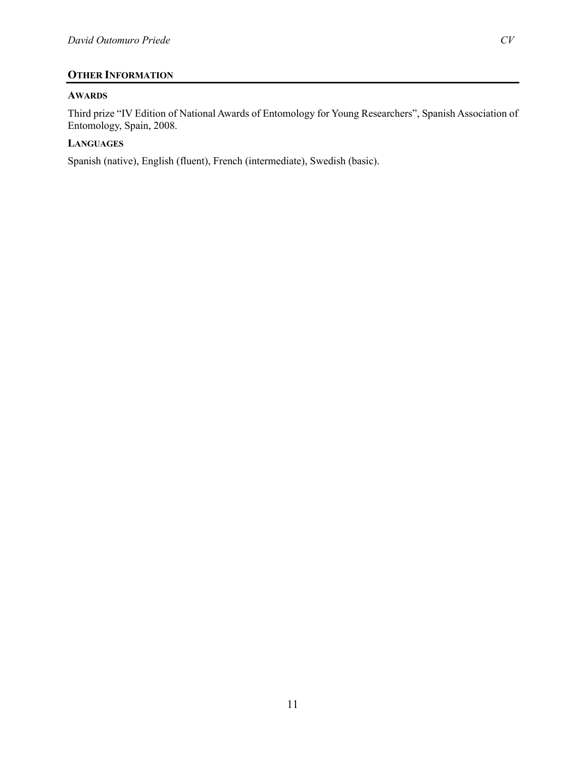## OTHER INFORMATION

### AWARDS

Third prize "IV Edition of National Awards of Entomology for Young Researchers", Spanish Association of Entomology, Spain, 2008.

### LANGUAGES

Spanish (native), English (fluent), French (intermediate), Swedish (basic).